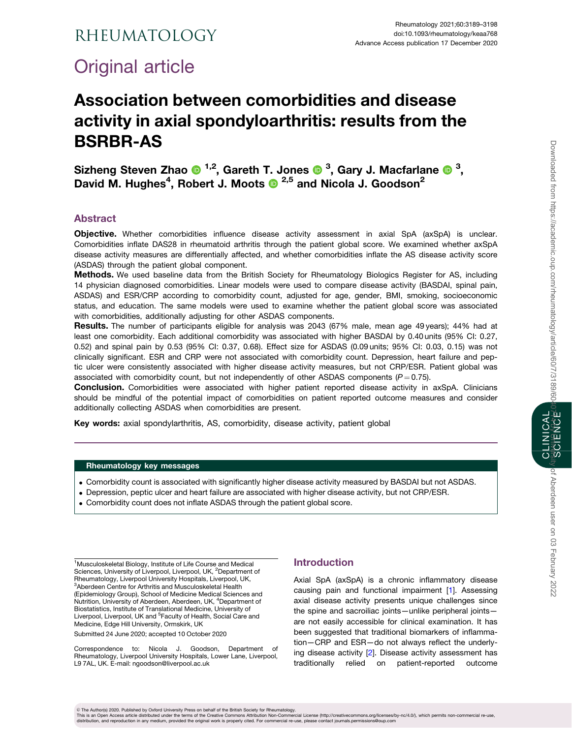# Original article

# Association between comorbidities and disease activity in axial spondyloarthritis: results from the BSRBR-AS

**Sizheng Steven Zhao [1,2], Gareth T. Jones [3], Gary J. Macfarlane [3], David M. Hughes[4], Robert J. Moots [2,5] and Nicola J. Goodson[2]**

## Abstract

**Objective.** Whether comorbidities influence disease activity assessment in axial SpA (axSpA) is unclear. Comorbidities inflate DAS28 in rheumatoid arthritis through the patient global score. We examined whether axSpA disease activity measures are differentially affected, and whether comorbidities inflate the AS disease activity score (ASDAS) through the patient global component.

**Methods.** We used baseline data from the British Society for Rheumatology Biologics Register for AS, including 14 physician diagnosed comorbidities. Linear models were used to compare disease activity (BASDAI, spinal pain, ASDAS) and ESR/CRP according to comorbidity count, adjusted for age, gender, BMI, smoking, socioeconomic status, and education. The same models were used to examine whether the patient global score was associated with comorbidities, additionally adjusting for other ASDAS components.

**Results.** The number of participants eligible for analysis was 2043 (67% male, mean age 49 years); 44% had at least one comorbidity. Each additional comorbidity was associated with higher BASDAI by 0.40 units (95% CI: 0.27, 0.52) and spinal pain by 0.53 (95% CI: 0.37, 0.68). Effect size for ASDAS (0.09 units; 95% CI: 0.03, 0.15) was not clinically significant. ESR and CRP were not associated with comorbidity count. Depression, heart failure and peptic ulcer were consistently associated with higher disease activity measures, but not CRP/ESR. Patient global was associated with comorbidity count, but not independently of other ASDAS components ($P = 0.75$).

**Conclusion.** Comorbidities were associated with higher patient reported disease activity in axSpA. Clinicians should be mindful of the potential impact of comorbidities on patient reported outcome measures and consider additionally collecting ASDAS when comorbidities are present.

**Key words:** axial spondylarthritis, AS, comorbidity, disease activity, patient global

### Rheumatology key messages

- Comorbidity count is associated with significantly higher disease activity measured by BASDAI but not ASDAS.
- Depression, peptic ulcer and heart failure are associated with higher disease activity, but not CRP/ESR.
- Comorbidity count does not inflate ASDAS through the patient global score.

[1]Musculoskeletal Biology, Institute of Life Course and Medical Sciences, University of Liverpool, Liverpool, UK, [2]Department of Rheumatology, Liverpool University Hospitals, Liverpool, UK, [3]Aberdeen Centre for Arthritis and Musculoskeletal Health (Epidemiology Group), School of Medicine Medical Sciences and Nutrition, University of Aberdeen, Aberdeen, UK, [4]Department of Biostatistics, Institute of Translational Medicine, University of Liverpool, Liverpool, UK and [5]Faculty of Health, Social Care and Medicine, Edge Hill University, Ormskirk, UK

Submitted 24 June 2020; accepted 10 October 2020

Correspondence to: Nicola J. Goodson, Department of Rheumatology, Liverpool University Hospitals, Lower Lane, Liverpool, L9 7AL, UK. E-mail: ngoodson@liverpool.ac.uk

## Introduction

Axial SpA (axSpA) is a chronic inflammatory disease causing pain and functional impairment [1]. Assessing axial disease activity presents unique challenges since the spine and sacroiliac joints—unlike peripheral joints—are not easily accessible for clinical examination. It has been suggested that traditional biomarkers of inflammation—CRP and ESR—do not always reflect the underlying disease activity [2]. Disease activity assessment has traditionally relied on patient-reported outcome

© The Author(s) 2020. Published by Oxford University Press on behalf of the British Society for Rheumatology.
This is an Open Access article distributed under the terms of the Creative Commons Attribution Non-Commercial License (http://creativecommons.org/licenses/by-nc/4.0/), which permits non-commercial re-use, distribution, and reproduction in any medium, provided the original work is properly cited. For commercial re-use, please contact journals.permissions@oup.com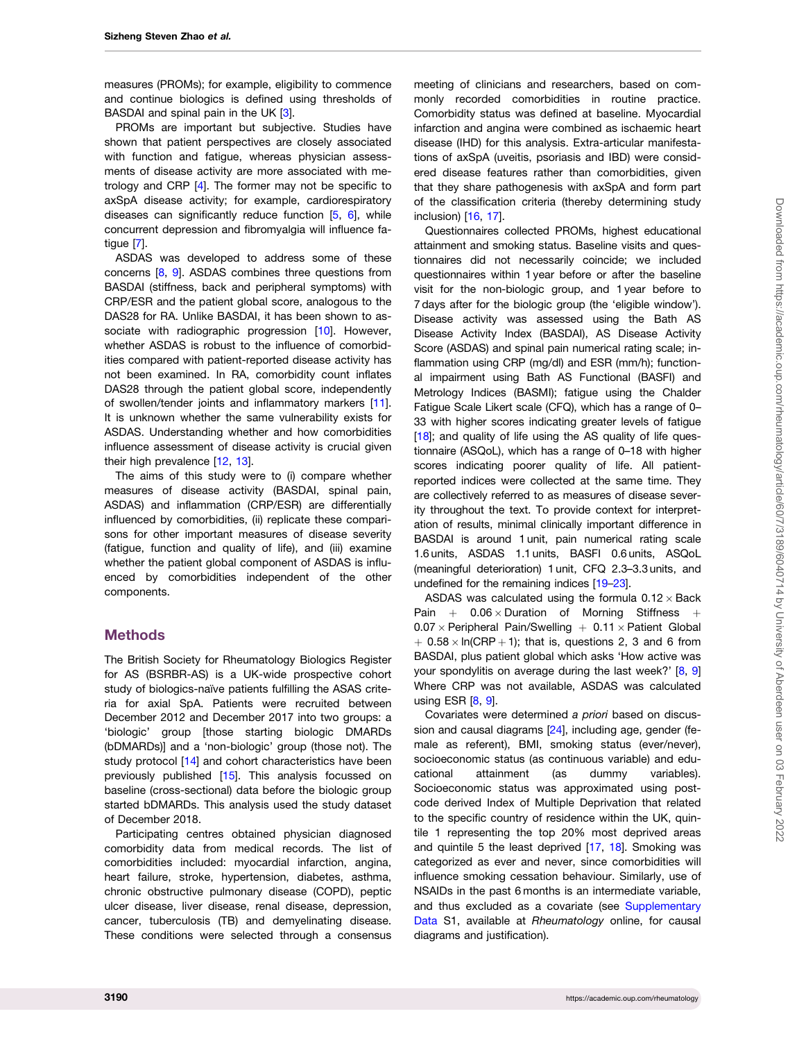measures (PROMs); for example, eligibility to commence and continue biologics is defined using thresholds of BASDAI and spinal pain in the UK [3].

PROMs are important but subjective. Studies have shown that patient perspectives are closely associated with function and fatigue, whereas physician assessments of disease activity are more associated with metrology and CRP [4]. The former may not be specific to axSpA disease activity; for example, cardiorespiratory diseases can significantly reduce function [5, 6], while concurrent depression and fibromyalgia will influence fatigue [7].

ASDAS was developed to address some of these concerns [8, 9]. ASDAS combines three questions from BASDAI (stiffness, back and peripheral symptoms) with CRP/ESR and the patient global score, analogous to the DAS28 for RA. Unlike BASDAI, it has been shown to associate with radiographic progression [10]. However, whether ASDAS is robust to the influence of comorbidities compared with patient-reported disease activity has not been examined. In RA, comorbidity count inflates DAS28 through the patient global score, independently of swollen/tender joints and inflammatory markers [11]. It is unknown whether the same vulnerability exists for ASDAS. Understanding whether and how comorbidities influence assessment of disease activity is crucial given their high prevalence [12, 13].

The aims of this study were to (i) compare whether measures of disease activity (BASDAI, spinal pain, ASDAS) and inflammation (CRP/ESR) are differentially influenced by comorbidities, (ii) replicate these comparisons for other important measures of disease severity (fatigue, function and quality of life), and (iii) examine whether the patient global component of ASDAS is influenced by comorbidities independent of the other components.

## Methods

The British Society for Rheumatology Biologics Register for AS (BSRBR-AS) is a UK-wide prospective cohort study of biologics-naïve patients fulfilling the ASAS criteria for axial SpA. Patients were recruited between December 2012 and December 2017 into two groups: a 'biologic' group [those starting biologic DMARDs (bDMARDs)] and a 'non-biologic' group (those not). The study protocol [14] and cohort characteristics have been previously published [15]. This analysis focussed on baseline (cross-sectional) data before the biologic group started bDMARDs. This analysis used the study dataset of December 2018.

Participating centres obtained physician diagnosed comorbidity data from medical records. The list of comorbidities included: myocardial infarction, angina, heart failure, stroke, hypertension, diabetes, asthma, chronic obstructive pulmonary disease (COPD), peptic ulcer disease, liver disease, renal disease, depression, cancer, tuberculosis (TB) and demyelinating disease. These conditions were selected through a consensus meeting of clinicians and researchers, based on commonly recorded comorbidities in routine practice. Comorbidity status was defined at baseline. Myocardial infarction and angina were combined as ischaemic heart disease (IHD) for this analysis. Extra-articular manifestations of axSpA (uveitis, psoriasis and IBD) were considered disease features rather than comorbidities, given that they share pathogenesis with axSpA and form part of the classification criteria (thereby determining study inclusion) [16, 17].

Questionnaires collected PROMs, highest educational attainment and smoking status. Baseline visits and questionnaires did not necessarily coincide; we included questionnaires within 1 year before or after the baseline visit for the non-biologic group, and 1 year before to 7 days after for the biologic group (the 'eligible window'). Disease activity was assessed using the Bath AS Disease Activity Index (BASDAI), AS Disease Activity Score (ASDAS) and spinal pain numerical rating scale; inflammation using CRP (mg/dl) and ESR (mm/h); functional impairment using Bath AS Functional (BASFI) and Metrology Indices (BASMI); fatigue using the Chalder Fatigue Scale Likert scale (CFQ), which has a range of 0–33 with higher scores indicating greater levels of fatigue [18]; and quality of life using the AS quality of life questionnaire (ASQoL), which has a range of 0–18 with higher scores indicating poorer quality of life. All patient-reported indices were collected at the same time. They are collectively referred to as measures of disease severity throughout the text. To provide context for interpretation of results, minimal clinically important difference in BASDAI is around 1 unit, pain numerical rating scale 1.6 units, ASDAS 1.1 units, BASFI 0.6 units, ASQoL (meaningful deterioration) 1 unit, CFQ 2.3–3.3 units, and undefined for the remaining indices [19–23].

ASDAS was calculated using the formula $0.12 \times$ Back Pain $+$ $0.06 \times$ Duration of Morning Stiffness $+$ $0.07 \times$ Peripheral Pain/Swelling $+$ $0.11 \times$ Patient Global $+$ $0.58 \times \ln(\text{CRP}+1)$; that is, questions 2, 3 and 6 from BASDAI, plus patient global which asks 'How active was your spondylitis on average during the last week?' [8, 9] Where CRP was not available, ASDAS was calculated using ESR [8, 9].

Covariates were determined *a priori* based on discussion and causal diagrams [24], including age, gender (female as referent), BMI, smoking status (ever/never), socioeconomic status (as continuous variable) and educational attainment (as dummy variables). Socioeconomic status was approximated using postcode derived Index of Multiple Deprivation that related to the specific country of residence within the UK, quintile 1 representing the top 20% most deprived areas and quintile 5 the least deprived [17, 18]. Smoking was categorized as ever and never, since comorbidities will influence smoking cessation behaviour. Similarly, use of NSAIDs in the past 6 months is an intermediate variable, and thus excluded as a covariate (see Supplementary Data S1, available at *Rheumatology* online, for causal diagrams and justification).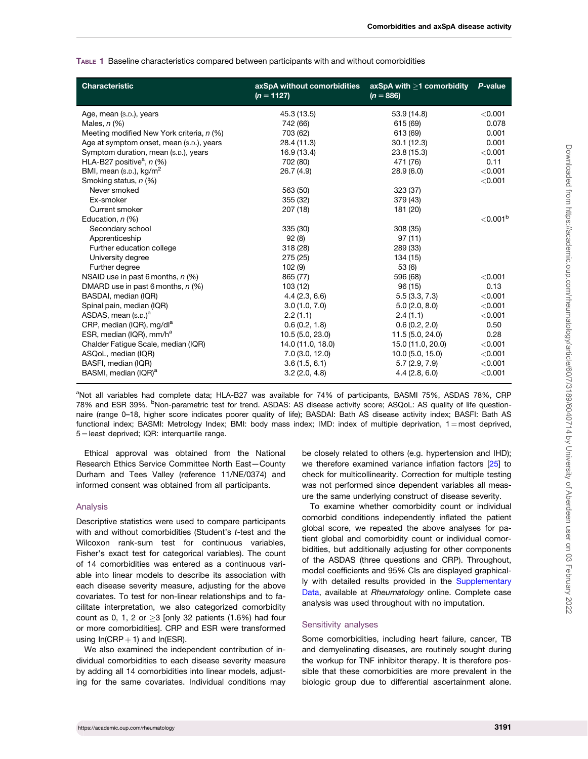**Table 1** Baseline characteristics compared between participants with and without comorbidities

| Characteristic | axSpA without comorbidities (n = 1127) | axSpA with ≥1 comorbidity (n = 886) | P-value |
|---|---|---|---|
| Age, mean (s.d.), years | 45.3 (13.5) | 53.9 (14.8) | <0.001 |
| Males, n (%) | 742 (66) | 615 (69) | 0.078 |
| Meeting modified New York criteria, n (%) | 703 (62) | 613 (69) | 0.001 |
| Age at symptom onset, mean (s.d.), years | 28.4 (11.3) | 30.1 (12.3) | 0.001 |
| Symptom duration, mean (s.d.), years | 16.9 (13.4) | 23.8 (15.3) | <0.001 |
| HLA-B27 positive[a], n (%) | 702 (80) | 471 (76) | 0.11 |
| BMI, mean (s.d.), kg/m$^2$ | 26.7 (4.9) | 28.9 (6.0) | <0.001 |
| Smoking status, n (%) | | | <0.001 |
| Never smoked | 563 (50) | 323 (37) | |
| Ex-smoker | 355 (32) | 379 (43) | |
| Current smoker | 207 (18) | 181 (20) | |
| Education, n (%) | | | <0.001[b] |
| Secondary school | 335 (30) | 308 (35) | |
| Apprenticeship | 92 (8) | 97 (11) | |
| Further education college | 318 (28) | 289 (33) | |
| University degree | 275 (25) | 134 (15) | |
| Further degree | 102 (9) | 53 (6) | |
| NSAID use in past 6 months, n (%) | 865 (77) | 596 (68) | <0.001 |
| DMARD use in past 6 months, n (%) | 103 (12) | 96 (15) | 0.13 |
| BASDAI, median (IQR) | 4.4 (2.3, 6.6) | 5.5 (3.3, 7.3) | <0.001 |
| Spinal pain, median (IQR) | 3.0 (1.0, 7.0) | 5.0 (2.0, 8.0) | <0.001 |
| ASDAS, mean (s.d.)[a] | 2.2 (1.1) | 2.4 (1.1) | <0.001 |
| CRP, median (IQR), mg/dl[a] | 0.6 (0.2, 1.8) | 0.6 (0.2, 2.0) | 0.50 |
| ESR, median (IQR), mm/h[a] | 10.5 (5.0, 23.0) | 11.5 (5.0, 24.0) | 0.28 |
| Chalder Fatigue Scale, median (IQR) | 14.0 (11.0, 18.0) | 15.0 (11.0, 20.0) | <0.001 |
| ASQoL, median (IQR) | 7.0 (3.0, 12.0) | 10.0 (5.0, 15.0) | <0.001 |
| BASFI, median (IQR) | 3.6 (1.5, 6.1) | 5.7 (2.9, 7.9) | <0.001 |
| BASMI, median (IQR)[a] | 3.2 (2.0, 4.8) | 4.4 (2.8, 6.0) | <0.001 |

[a]Not all variables had complete data; HLA-B27 was available for 74% of participants, BASMI 75%, ASDAS 78%, CRP 78% and ESR 39%. [b]Non-parametric test for trend. ASDAS: AS disease activity score; ASQoL: AS quality of life questionnaire (range 0–18, higher score indicates poorer quality of life); BASDAI: Bath AS disease activity index; BASFI: Bath AS functional index; BASMI: Metrology Index; BMI: body mass index; IMD: index of multiple deprivation, 1 = most deprived, 5 = least deprived; IQR: interquartile range.

Ethical approval was obtained from the National Research Ethics Service Committee North East—County Durham and Tees Valley (reference 11/NE/0374) and informed consent was obtained from all participants.

### Analysis

Descriptive statistics were used to compare participants with and without comorbidities (Student's *t*-test and the Wilcoxon rank-sum test for continuous variables, Fisher's exact test for categorical variables). The count of 14 comorbidities was entered as a continuous variable into linear models to describe its association with each disease severity measure, adjusting for the above covariates. To test for non-linear relationships and to facilitate interpretation, we also categorized comorbidity count as 0, 1, 2 or ≥3 [only 32 patients (1.6%) had four or more comorbidities]. CRP and ESR were transformed using ln(CRP + 1) and ln(ESR).

We also examined the independent contribution of individual comorbidities to each disease severity measure by adding all 14 comorbidities into linear models, adjusting for the same covariates. Individual conditions may be closely related to others (e.g. hypertension and IHD); we therefore examined variance inflation factors [25] to check for multicollinearity. Correction for multiple testing was not performed since dependent variables all measure the same underlying construct of disease severity.

To examine whether comorbidity count or individual comorbid conditions independently inflated the patient global score, we repeated the above analyses for patient global and comorbidity count or individual comorbidities, but additionally adjusting for other components of the ASDAS (three questions and CRP). Throughout, model coefficients and 95% CIs are displayed graphically with detailed results provided in the Supplementary Data, available at *Rheumatology* online. Complete case analysis was used throughout with no imputation.

### Sensitivity analyses

Some comorbidities, including heart failure, cancer, TB and demyelinating diseases, are routinely sought during the workup for TNF inhibitor therapy. It is therefore possible that these comorbidities are more prevalent in the biologic group due to differential ascertainment alone.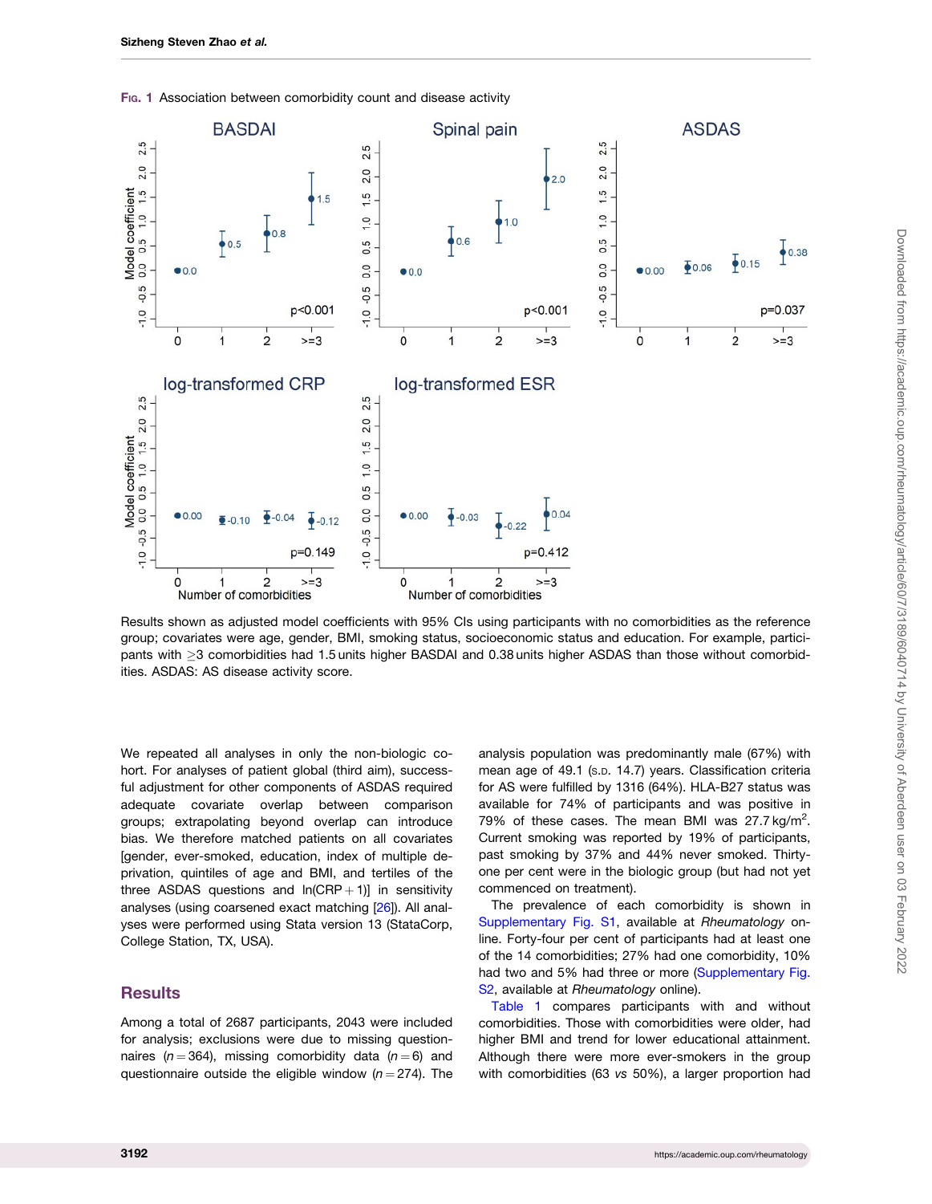Fig. 1 Association between comorbidity count and disease activity

Results shown as adjusted model coefficients with 95% CIs using participants with no comorbidities as the reference group; covariates were age, gender, BMI, smoking status, socioeconomic status and education. For example, participants with ≥3 comorbidities had 1.5 units higher BASDAI and 0.38 units higher ASDAS than those without comorbidities. ASDAS: AS disease activity score.

We repeated all analyses in only the non-biologic cohort. For analyses of patient global (third aim), successful adjustment for other components of ASDAS required adequate covariate overlap between comparison groups; extrapolating beyond overlap can introduce bias. We therefore matched patients on all covariates [gender, ever-smoked, education, index of multiple deprivation, quintiles of age and BMI, and tertiles of the three ASDAS questions and ln(CRP + 1)] in sensitivity analyses (using coarsened exact matching [26]). All analyses were performed using Stata version 13 (StataCorp, College Station, TX, USA).

## Results

Among a total of 2687 participants, 2043 were included for analysis; exclusions were due to missing questionnaires ($n = 364$), missing comorbidity data ($n = 6$) and questionnaire outside the eligible window ($n = 274$). The analysis population was predominantly male (67%) with mean age of 49.1 (S.D. 14.7) years. Classification criteria for AS were fulfilled by 1316 (64%). HLA-B27 status was available for 74% of participants and was positive in 79% of these cases. The mean BMI was 27.7 kg/m$^2$. Current smoking was reported by 19% of participants, past smoking by 37% and 44% never smoked. Thirty-one per cent were in the biologic group (but had not yet commenced on treatment).

The prevalence of each comorbidity is shown in Supplementary Fig. S1, available at *Rheumatology* online. Forty-four per cent of participants had at least one of the 14 comorbidities; 27% had one comorbidity, 10% had two and 5% had three or more (Supplementary Fig. S2, available at *Rheumatology* online).

Table 1 compares participants with and without comorbidities. Those with comorbidities were older, had higher BMI and trend for lower educational attainment. Although there were more ever-smokers in the group with comorbidities (63 *vs* 50%), a larger proportion had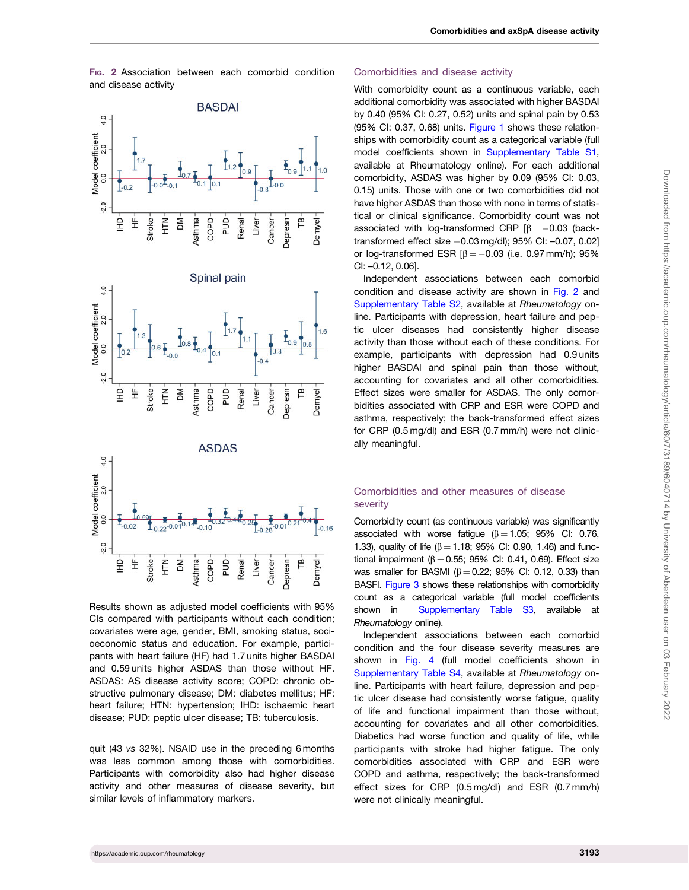FIG. 2 Association between each comorbid condition and disease activity

Results shown as adjusted model coefficients with 95% CIs compared with participants without each condition; covariates were age, gender, BMI, smoking status, socioeconomic status and education. For example, participants with heart failure (HF) had 1.7 units higher BASDAI and 0.59 units higher ASDAS than those without HF. ASDAS: AS disease activity score; COPD: chronic obstructive pulmonary disease; DM: diabetes mellitus; HF: heart failure; HTN: hypertension; IHD: ischaemic heart disease; PUD: peptic ulcer disease; TB: tuberculosis.

quit (43 *vs* 32%). NSAID use in the preceding 6 months was less common among those with comorbidities. Participants with comorbidity also had higher disease activity and other measures of disease severity, but similar levels of inflammatory markers.

## Comorbidities and disease activity

With comorbidity count as a continuous variable, each additional comorbidity was associated with higher BASDAI by 0.40 (95% CI: 0.27, 0.52) units and spinal pain by 0.53 (95% CI: 0.37, 0.68) units. Figure 1 shows these relationships with comorbidity count as a categorical variable (full model coefficients shown in Supplementary Table S1, available at Rheumatology online). For each additional comorbidity, ASDAS was higher by 0.09 (95% CI: 0.03, 0.15) units. Those with one or two comorbidities did not have higher ASDAS than those with none in terms of statistical or clinical significance. Comorbidity count was not associated with log-transformed CRP [$\beta = -0.03$ (back-transformed effect size $-0.03$ mg/dl); 95% CI: –0.07, 0.02] or log-transformed ESR [$\beta = -0.03$ (i.e. 0.97 mm/h); 95% CI: –0.12, 0.06].

Independent associations between each comorbid condition and disease activity are shown in Fig. 2 and Supplementary Table S2, available at *Rheumatology* online. Participants with depression, heart failure and peptic ulcer diseases had consistently higher disease activity than those without each of these conditions. For example, participants with depression had 0.9 units higher BASDAI and spinal pain than those without, accounting for covariates and all other comorbidities. Effect sizes were smaller for ASDAS. The only comorbidities associated with CRP and ESR were COPD and asthma, respectively; the back-transformed effect sizes for CRP (0.5 mg/dl) and ESR (0.7 mm/h) were not clinically meaningful.

## Comorbidities and other measures of disease severity

Comorbidity count (as continuous variable) was significantly associated with worse fatigue ($\beta = 1.05$; 95% CI: 0.76, 1.33), quality of life ($\beta = 1.18$; 95% CI: 0.90, 1.46) and functional impairment ($\beta = 0.55$; 95% CI: 0.41, 0.69). Effect size was smaller for BASMI ($\beta = 0.22$; 95% CI: 0.12, 0.33) than BASFI. Figure 3 shows these relationships with comorbidity count as a categorical variable (full model coefficients shown in Supplementary Table S3, available at *Rheumatology* online).

Independent associations between each comorbid condition and the four disease severity measures are shown in Fig. 4 (full model coefficients shown in Supplementary Table S4, available at *Rheumatology* online. Participants with heart failure, depression and peptic ulcer disease had consistently worse fatigue, quality of life and functional impairment than those without, accounting for covariates and all other comorbidities. Diabetics had worse function and quality of life, while participants with stroke had higher fatigue. The only comorbidities associated with CRP and ESR were COPD and asthma, respectively; the back-transformed effect sizes for CRP (0.5 mg/dl) and ESR (0.7 mm/h) were not clinically meaningful.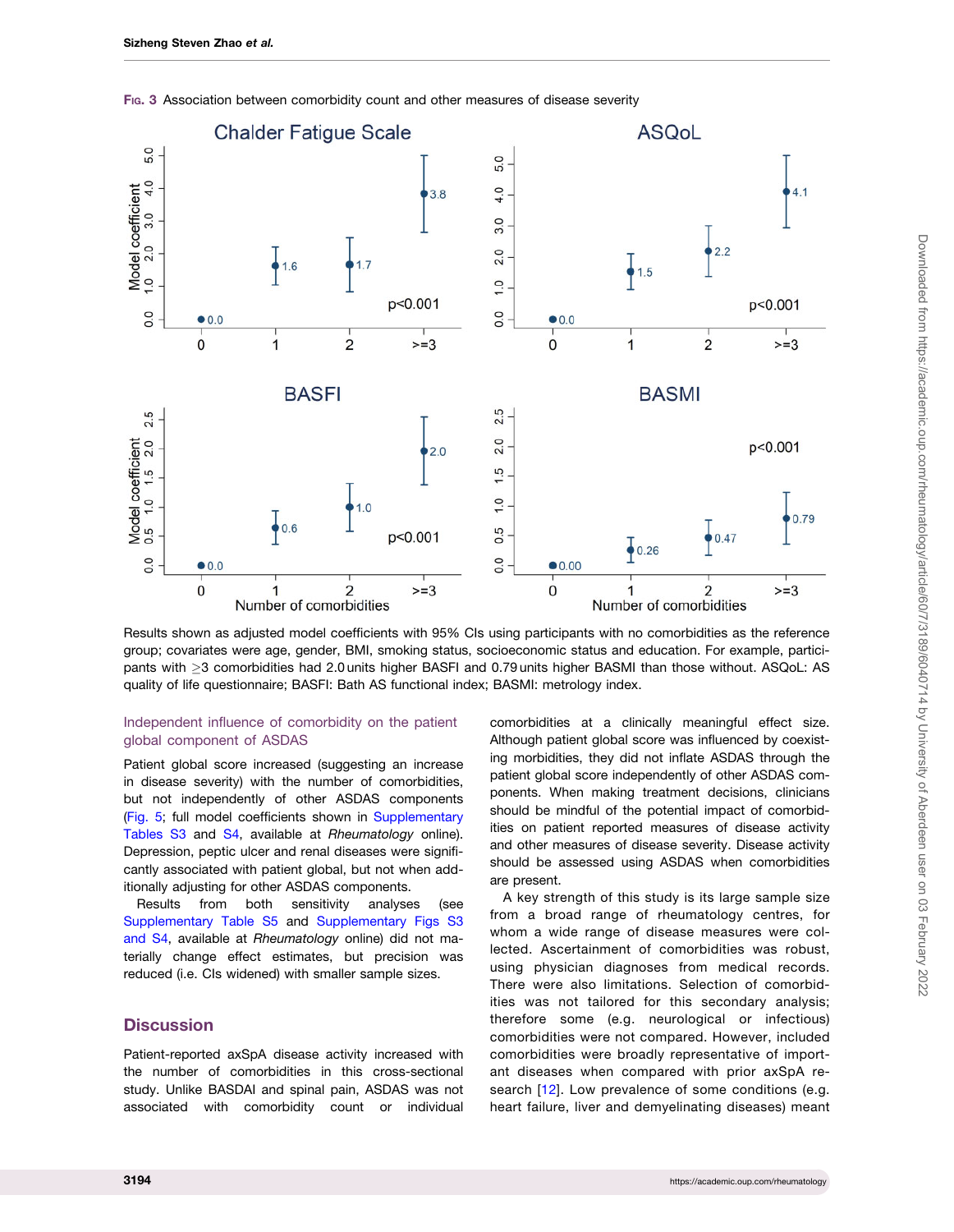FIG. 3 Association between comorbidity count and other measures of disease severity

Results shown as adjusted model coefficients with 95% CIs using participants with no comorbidities as the reference group; covariates were age, gender, BMI, smoking status, socioeconomic status and education. For example, participants with ≥3 comorbidities had 2.0 units higher BASFI and 0.79 units higher BASMI than those without. ASQoL: AS quality of life questionnaire; BASFI: Bath AS functional index; BASMI: metrology index.

### Independent influence of comorbidity on the patient global component of ASDAS

Patient global score increased (suggesting an increase in disease severity) with the number of comorbidities, but not independently of other ASDAS components (Fig. 5; full model coefficients shown in Supplementary Tables S3 and S4, available at *Rheumatology* online). Depression, peptic ulcer and renal diseases were significantly associated with patient global, but not when additionally adjusting for other ASDAS components.

Results from both sensitivity analyses (see Supplementary Table S5 and Supplementary Figs S3 and S4, available at *Rheumatology* online) did not materially change effect estimates, but precision was reduced (i.e. CIs widened) with smaller sample sizes.

## Discussion

Patient-reported axSpA disease activity increased with the number of comorbidities in this cross-sectional study. Unlike BASDAI and spinal pain, ASDAS was not associated with comorbidity count or individual comorbidities at a clinically meaningful effect size. Although patient global score was influenced by coexisting morbidities, they did not inflate ASDAS through the patient global score independently of other ASDAS components. When making treatment decisions, clinicians should be mindful of the potential impact of comorbidities on patient reported measures of disease activity and other measures of disease severity. Disease activity should be assessed using ASDAS when comorbidities are present.

A key strength of this study is its large sample size from a broad range of rheumatology centres, for whom a wide range of disease measures were collected. Ascertainment of comorbidities was robust, using physician diagnoses from medical records. There were also limitations. Selection of comorbidities was not tailored for this secondary analysis; therefore some (e.g. neurological or infectious) comorbidities were not compared. However, included comorbidities were broadly representative of important diseases when compared with prior axSpA research [12]. Low prevalence of some conditions (e.g. heart failure, liver and demyelinating diseases) meant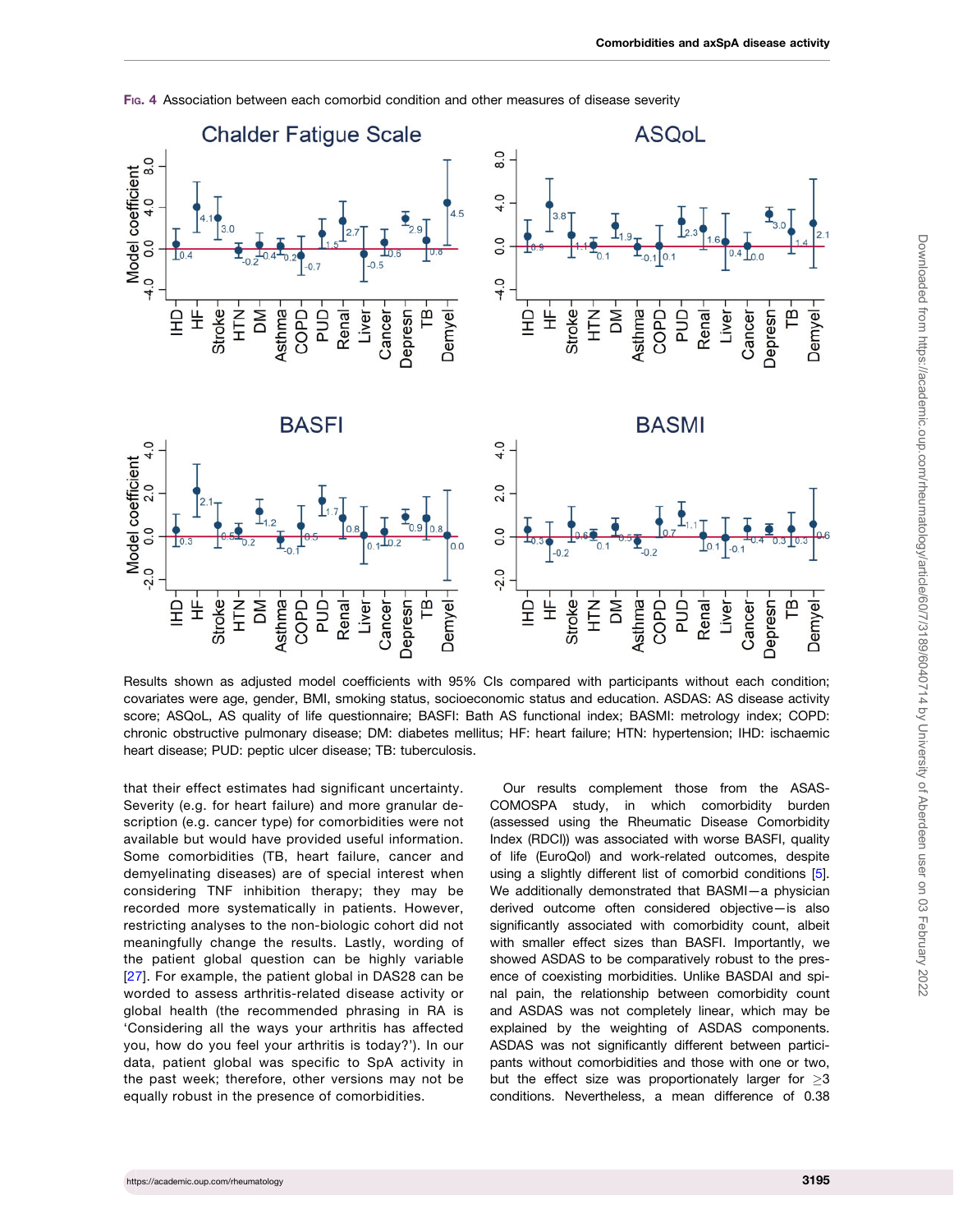Fig. 4 Association between each comorbid condition and other measures of disease severity

Results shown as adjusted model coefficients with 95% CIs compared with participants without each condition; covariates were age, gender, BMI, smoking status, socioeconomic status and education. ASDAS: AS disease activity score; ASQoL, AS quality of life questionnaire; BASFI: Bath AS functional index; BASMI: metrology index; COPD: chronic obstructive pulmonary disease; DM: diabetes mellitus; HF: heart failure; HTN: hypertension; IHD: ischaemic heart disease; PUD: peptic ulcer disease; TB: tuberculosis.

that their effect estimates had significant uncertainty. Severity (e.g. for heart failure) and more granular description (e.g. cancer type) for comorbidities were not available but would have provided useful information. Some comorbidities (TB, heart failure, cancer and demyelinating diseases) are of special interest when considering TNF inhibition therapy; they may be recorded more systematically in patients. However, restricting analyses to the non-biologic cohort did not meaningfully change the results. Lastly, wording of the patient global question can be highly variable [27]. For example, the patient global in DAS28 can be worded to assess arthritis-related disease activity or global health (the recommended phrasing in RA is 'Considering all the ways your arthritis has affected you, how do you feel your arthritis is today?'). In our data, patient global was specific to SpA activity in the past week; therefore, other versions may not be equally robust in the presence of comorbidities.

Our results complement those from the ASAS-COMOSPA study, in which comorbidity burden (assessed using the Rheumatic Disease Comorbidity Index (RDCI)) was associated with worse BASFI, quality of life (EuroQol) and work-related outcomes, despite using a slightly different list of comorbid conditions [5]. We additionally demonstrated that BASMI—a physician derived outcome often considered objective—is also significantly associated with comorbidity count, albeit with smaller effect sizes than BASFI. Importantly, we showed ASDAS to be comparatively robust to the presence of coexisting morbidities. Unlike BASDAI and spinal pain, the relationship between comorbidity count and ASDAS was not completely linear, which may be explained by the weighting of ASDAS components. ASDAS was not significantly different between participants without comorbidities and those with one or two, but the effect size was proportionately larger for ≥3 conditions. Nevertheless, a mean difference of 0.38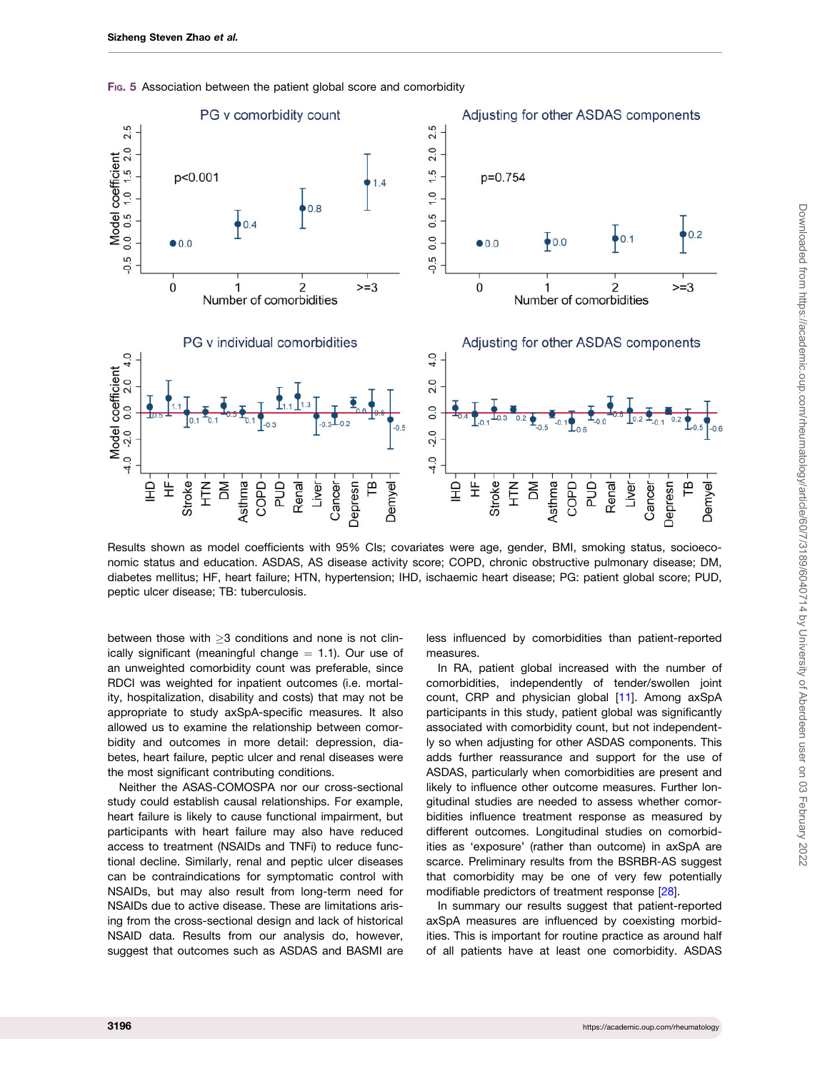Fig. 5 Association between the patient global score and comorbidity

Results shown as model coefficients with 95% CIs; covariates were age, gender, BMI, smoking status, socioeconomic status and education. ASDAS, AS disease activity score; COPD, chronic obstructive pulmonary disease; DM, diabetes mellitus; HF, heart failure; HTN, hypertension; IHD, ischaemic heart disease; PG: patient global score; PUD, peptic ulcer disease; TB: tuberculosis.

between those with ≥3 conditions and none is not clinically significant (meaningful change = 1.1). Our use of an unweighted comorbidity count was preferable, since RDCI was weighted for inpatient outcomes (i.e. mortality, hospitalization, disability and costs) that may not be appropriate to study axSpA-specific measures. It also allowed us to examine the relationship between comorbidity and outcomes in more detail: depression, diabetes, heart failure, peptic ulcer and renal diseases were the most significant contributing conditions.

Neither the ASAS-COMOSPA nor our cross-sectional study could establish causal relationships. For example, heart failure is likely to cause functional impairment, but participants with heart failure may also have reduced access to treatment (NSAIDs and TNFi) to reduce functional decline. Similarly, renal and peptic ulcer diseases can be contraindications for symptomatic control with NSAIDs, but may also result from long-term need for NSAIDs due to active disease. These are limitations arising from the cross-sectional design and lack of historical NSAID data. Results from our analysis do, however, suggest that outcomes such as ASDAS and BASMI are less influenced by comorbidities than patient-reported measures.

In RA, patient global increased with the number of comorbidities, independently of tender/swollen joint count, CRP and physician global [11]. Among axSpA participants in this study, patient global was significantly associated with comorbidity count, but not independently so when adjusting for other ASDAS components. This adds further reassurance and support for the use of ASDAS, particularly when comorbidities are present and likely to influence other outcome measures. Further longitudinal studies are needed to assess whether comorbidities influence treatment response as measured by different outcomes. Longitudinal studies on comorbidities as 'exposure' (rather than outcome) in axSpA are scarce. Preliminary results from the BSRBR-AS suggest that comorbidity may be one of very few potentially modifiable predictors of treatment response [28].

In summary our results suggest that patient-reported axSpA measures are influenced by coexisting morbidities. This is important for routine practice as around half of all patients have at least one comorbidity. ASDAS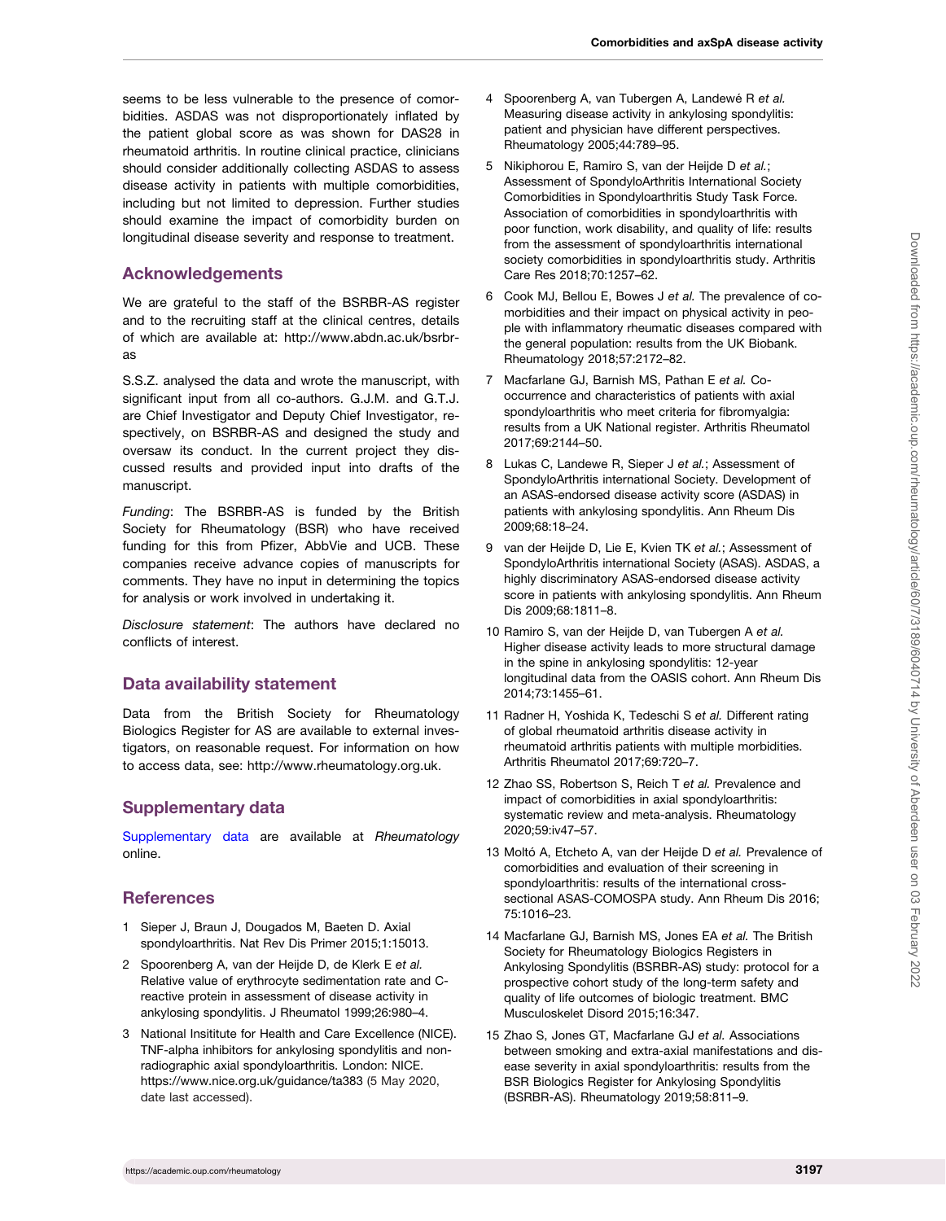seems to be less vulnerable to the presence of comorbidities. ASDAS was not disproportionately inflated by the patient global score as was shown for DAS28 in rheumatoid arthritis. In routine clinical practice, clinicians should consider additionally collecting ASDAS to assess disease activity in patients with multiple comorbidities, including but not limited to depression. Further studies should examine the impact of comorbidity burden on longitudinal disease severity and response to treatment.

## Acknowledgements

We are grateful to the staff of the BSRBR-AS register and to the recruiting staff at the clinical centres, details of which are available at: http://www.abdn.ac.uk/bsrbr-as

S.S.Z. analysed the data and wrote the manuscript, with significant input from all co-authors. G.J.M. and G.T.J. are Chief Investigator and Deputy Chief Investigator, respectively, on BSRBR-AS and designed the study and oversaw its conduct. In the current project they discussed results and provided input into drafts of the manuscript.

*Funding*: The BSRBR-AS is funded by the British Society for Rheumatology (BSR) who have received funding for this from Pfizer, AbbVie and UCB. These companies receive advance copies of manuscripts for comments. They have no input in determining the topics for analysis or work involved in undertaking it.

*Disclosure statement*: The authors have declared no conflicts of interest.

## Data availability statement

Data from the British Society for Rheumatology Biologics Register for AS are available to external investigators, on reasonable request. For information on how to access data, see: http://www.rheumatology.org.uk.

## Supplementary data

Supplementary data are available at *Rheumatology* online.

## References

1. Sieper J, Braun J, Dougados M, Baeten D. Axial spondyloarthritis. Nat Rev Dis Primer 2015;1:15013.
2. Spoorenberg A, van der Heijde D, de Klerk E *et al.* Relative value of erythrocyte sedimentation rate and C-reactive protein in assessment of disease activity in ankylosing spondylitis. J Rheumatol 1999;26:980–4.
3. National Insititute for Health and Care Excellence (NICE). TNF-alpha inhibitors for ankylosing spondylitis and non-radiographic axial spondyloarthritis. London: NICE. https://www.nice.org.uk/guidance/ta383 (5 May 2020, date last accessed).
4. Spoorenberg A, van Tubergen A, Landewé R *et al.* Measuring disease activity in ankylosing spondylitis: patient and physician have different perspectives. Rheumatology 2005;44:789–95.
5. Nikiphorou E, Ramiro S, van der Heijde D *et al.*; Assessment of SpondyloArthritis International Society Comorbidities in Spondyloarthritis Study Task Force. Association of comorbidities in spondyloarthritis with poor function, work disability, and quality of life: results from the assessment of spondyloarthritis international society comorbidities in spondyloarthritis study. Arthritis Care Res 2018;70:1257–62.
6. Cook MJ, Bellou E, Bowes J *et al.* The prevalence of co-morbidities and their impact on physical activity in people with inflammatory rheumatic diseases compared with the general population: results from the UK Biobank. Rheumatology 2018;57:2172–82.
7. Macfarlane GJ, Barnish MS, Pathan E *et al.* Co-occurrence and characteristics of patients with axial spondyloarthritis who meet criteria for fibromyalgia: results from a UK National register. Arthritis Rheumatol 2017;69:2144–50.
8. Lukas C, Landewe R, Sieper J *et al.*; Assessment of SpondyloArthritis international Society. Development of an ASAS-endorsed disease activity score (ASDAS) in patients with ankylosing spondylitis. Ann Rheum Dis 2009;68:18–24.
9. van der Heijde D, Lie E, Kvien TK *et al.*; Assessment of SpondyloArthritis international Society (ASAS). ASDAS, a highly discriminatory ASAS-endorsed disease activity score in patients with ankylosing spondylitis. Ann Rheum Dis 2009;68:1811–8.
10. Ramiro S, van der Heijde D, van Tubergen A *et al.* Higher disease activity leads to more structural damage in the spine in ankylosing spondylitis: 12-year longitudinal data from the OASIS cohort. Ann Rheum Dis 2014;73:1455–61.
11. Radner H, Yoshida K, Tedeschi S *et al.* Different rating of global rheumatoid arthritis disease activity in rheumatoid arthritis patients with multiple morbidities. Arthritis Rheumatol 2017;69:720–7.
12. Zhao SS, Robertson S, Reich T *et al.* Prevalence and impact of comorbidities in axial spondyloarthritis: systematic review and meta-analysis. Rheumatology 2020;59:iv47–57.
13. Moltó A, Etcheto A, van der Heijde D *et al.* Prevalence of comorbidities and evaluation of their screening in spondyloarthritis: results of the international cross-sectional ASAS-COMOSPA study. Ann Rheum Dis 2016; 75:1016–23.
14. Macfarlane GJ, Barnish MS, Jones EA *et al.* The British Society for Rheumatology Biologics Registers in Ankylosing Spondylitis (BSRBR-AS) study: protocol for a prospective cohort study of the long-term safety and quality of life outcomes of biologic treatment. BMC Musculoskelet Disord 2015;16:347.
15. Zhao S, Jones GT, Macfarlane GJ *et al.* Associations between smoking and extra-axial manifestations and disease severity in axial spondyloarthritis: results from the BSR Biologics Register for Ankylosing Spondylitis (BSRBR-AS). Rheumatology 2019;58:811–9.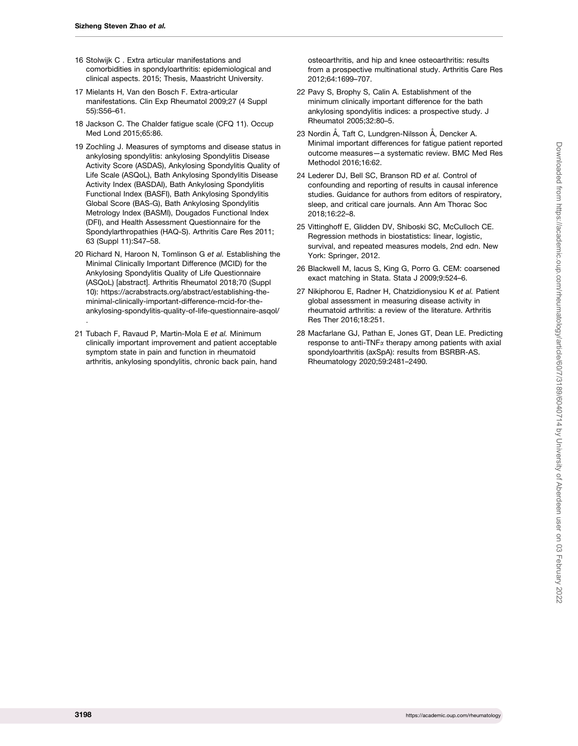16 Stolwijk C . Extra articular manifestations and comorbidities in spondyloarthritis: epidemiological and clinical aspects. 2015; Thesis, Maastricht University.

17 Mielants H, Van den Bosch F. Extra-articular manifestations. Clin Exp Rheumatol 2009;27 (4 Suppl 55):S56–61.

18 Jackson C. The Chalder fatigue scale (CFQ 11). Occup Med Lond 2015;65:86.

19 Zochling J. Measures of symptoms and disease status in ankylosing spondylitis: ankylosing Spondylitis Disease Activity Score (ASDAS), Ankylosing Spondylitis Quality of Life Scale (ASQoL), Bath Ankylosing Spondylitis Disease Activity Index (BASDAI), Bath Ankylosing Spondylitis Functional Index (BASFI), Bath Ankylosing Spondylitis Global Score (BAS-G), Bath Ankylosing Spondylitis Metrology Index (BASMI), Dougados Functional Index (DFI), and Health Assessment Questionnaire for the Spondylarthropathies (HAQ-S). Arthritis Care Res 2011; 63 (Suppl 11):S47–58.

20 Richard N, Haroon N, Tomlinson G *et al.* Establishing the Minimal Clinically Important Difference (MCID) for the Ankylosing Spondylitis Quality of Life Questionnaire (ASQoL) [abstract]. Arthritis Rheumatol 2018;70 (Suppl 10): https://acrabstracts.org/abstract/establishing-the-minimal-clinically-important-difference-mcid-for-the-ankylosing-spondylitis-quality-of-life-questionnaire-asqol/.

21 Tubach F, Ravaud P, Martin-Mola E *et al.* Minimum clinically important improvement and patient acceptable symptom state in pain and function in rheumatoid arthritis, ankylosing spondylitis, chronic back pain, hand osteoarthritis, and hip and knee osteoarthritis: results from a prospective multinational study. Arthritis Care Res 2012;64:1699–707.

22 Pavy S, Brophy S, Calin A. Establishment of the minimum clinically important difference for the bath ankylosing spondylitis indices: a prospective study. J Rheumatol 2005;32:80–5.

23 Nordin Å, Taft C, Lundgren-Nilsson Å, Dencker A. Minimal important differences for fatigue patient reported outcome measures—a systematic review. BMC Med Res Methodol 2016;16:62.

24 Lederer DJ, Bell SC, Branson RD *et al.* Control of confounding and reporting of results in causal inference studies. Guidance for authors from editors of respiratory, sleep, and critical care journals. Ann Am Thorac Soc 2018;16:22–8.

25 Vittinghoff E, Glidden DV, Shiboski SC, McCulloch CE. Regression methods in biostatistics: linear, logistic, survival, and repeated measures models, 2nd edn. New York: Springer, 2012.

26 Blackwell M, Iacus S, King G, Porro G. CEM: coarsened exact matching in Stata. Stata J 2009;9:524–6.

27 Nikiphorou E, Radner H, Chatzidionysiou K *et al.* Patient global assessment in measuring disease activity in rheumatoid arthritis: a review of the literature. Arthritis Res Ther 2016;18:251.

28 Macfarlane GJ, Pathan E, Jones GT, Dean LE. Predicting response to anti-TNF$\alpha$ therapy among patients with axial spondyloarthritis (axSpA): results from BSRBR-AS. Rheumatology 2020;59:2481–2490.